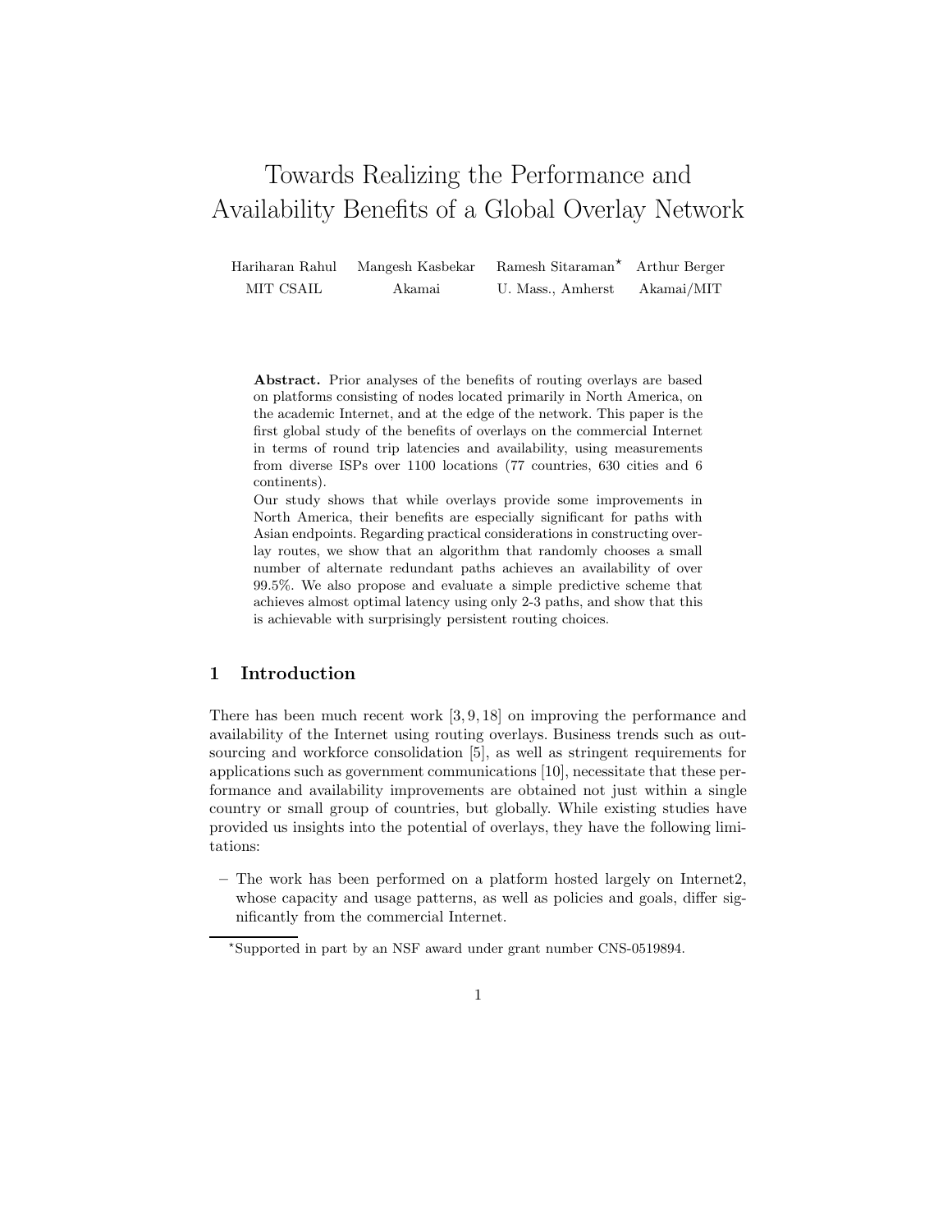# Towards Realizing the Performance and Availability Benefits of a Global Overlay Network

Hariharan Rahul, MIT CSAIL
Mangesh Kasbekar, Akamai
Ramesh Sitaraman*, U. Mass., Amherst
Arthur Berger, Akamai/MIT

**Abstract.** Prior analyses of the benefits of routing overlays are based on platforms consisting of nodes located primarily in North America, on the academic Internet, and at the edge of the network. This paper is the first global study of the benefits of overlays on the commercial Internet in terms of round trip latencies and availability, using measurements from diverse ISPs over 1100 locations (77 countries, 630 cities and 6 continents).

Our study shows that while overlays provide some improvements in North America, their benefits are especially significant for paths with Asian endpoints. Regarding practical considerations in constructing overlay routes, we show that an algorithm that randomly chooses a small number of alternate redundant paths achieves an availability of over 99.5%. We also propose and evaluate a simple predictive scheme that achieves almost optimal latency using only 2-3 paths, and show that this is achievable with surprisingly persistent routing choices.

## 1 Introduction

There has been much recent work [3, 9, 18] on improving the performance and availability of the Internet using routing overlays. Business trends such as outsourcing and workforce consolidation [5], as well as stringent requirements for applications such as government communications [10], necessitate that these performance and availability improvements are obtained not just within a single country or small group of countries, but globally. While existing studies have provided us insights into the potential of overlays, they have the following limitations:

– The work has been performed on a platform hosted largely on Internet2, whose capacity and usage patterns, as well as policies and goals, differ significantly from the commercial Internet.

*Supported in part by an NSF award under grant number CNS-0519894.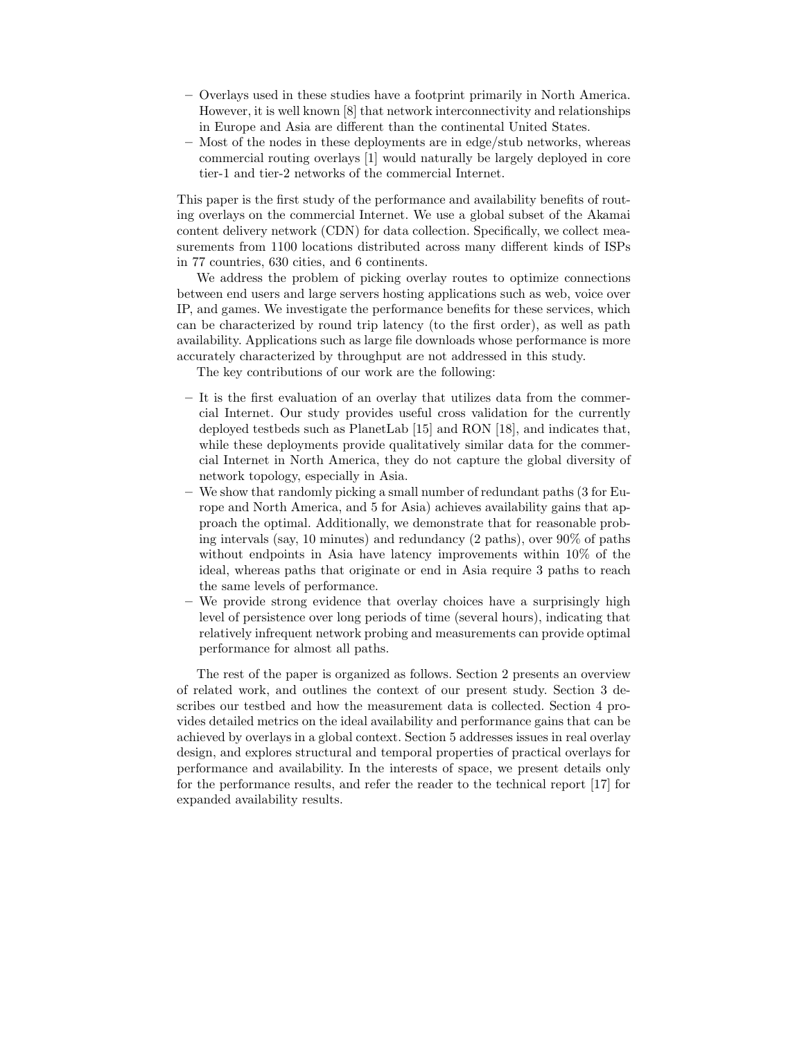- Overlays used in these studies have a footprint primarily in North America. However, it is well known [8] that network interconnectivity and relationships in Europe and Asia are different than the continental United States.
- Most of the nodes in these deployments are in edge/stub networks, whereas commercial routing overlays [1] would naturally be largely deployed in core tier-1 and tier-2 networks of the commercial Internet.

This paper is the first study of the performance and availability benefits of routing overlays on the commercial Internet. We use a global subset of the Akamai content delivery network (CDN) for data collection. Specifically, we collect measurements from 1100 locations distributed across many different kinds of ISPs in 77 countries, 630 cities, and 6 continents.

We address the problem of picking overlay routes to optimize connections between end users and large servers hosting applications such as web, voice over IP, and games. We investigate the performance benefits for these services, which can be characterized by round trip latency (to the first order), as well as path availability. Applications such as large file downloads whose performance is more accurately characterized by throughput are not addressed in this study.

The key contributions of our work are the following:

- It is the first evaluation of an overlay that utilizes data from the commercial Internet. Our study provides useful cross validation for the currently deployed testbeds such as PlanetLab [15] and RON [18], and indicates that, while these deployments provide qualitatively similar data for the commercial Internet in North America, they do not capture the global diversity of network topology, especially in Asia.
- We show that randomly picking a small number of redundant paths (3 for Europe and North America, and 5 for Asia) achieves availability gains that approach the optimal. Additionally, we demonstrate that for reasonable probing intervals (say, 10 minutes) and redundancy (2 paths), over 90% of paths without endpoints in Asia have latency improvements within 10% of the ideal, whereas paths that originate or end in Asia require 3 paths to reach the same levels of performance.
- We provide strong evidence that overlay choices have a surprisingly high level of persistence over long periods of time (several hours), indicating that relatively infrequent network probing and measurements can provide optimal performance for almost all paths.

The rest of the paper is organized as follows. Section 2 presents an overview of related work, and outlines the context of our present study. Section 3 describes our testbed and how the measurement data is collected. Section 4 provides detailed metrics on the ideal availability and performance gains that can be achieved by overlays in a global context. Section 5 addresses issues in real overlay design, and explores structural and temporal properties of practical overlays for performance and availability. In the interests of space, we present details only for the performance results, and refer the reader to the technical report [17] for expanded availability results.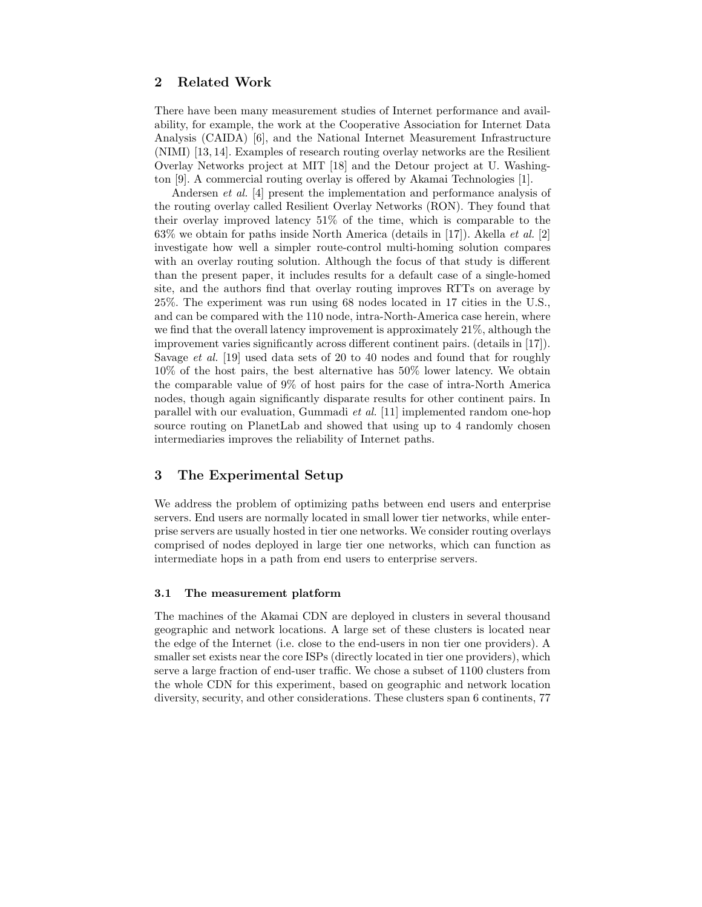## 2 Related Work

There have been many measurement studies of Internet performance and availability, for example, the work at the Cooperative Association for Internet Data Analysis (CAIDA) [6], and the National Internet Measurement Infrastructure (NIMI) [13, 14]. Examples of research routing overlay networks are the Resilient Overlay Networks project at MIT [18] and the Detour project at U. Washington [9]. A commercial routing overlay is offered by Akamai Technologies [1].

Andersen *et al.* [4] present the implementation and performance analysis of the routing overlay called Resilient Overlay Networks (RON). They found that their overlay improved latency 51% of the time, which is comparable to the 63% we obtain for paths inside North America (details in [17]). Akella *et al.* [2] investigate how well a simpler route-control multi-homing solution compares with an overlay routing solution. Although the focus of that study is different than the present paper, it includes results for a default case of a single-homed site, and the authors find that overlay routing improves RTTs on average by 25%. The experiment was run using 68 nodes located in 17 cities in the U.S., and can be compared with the 110 node, intra-North-America case herein, where we find that the overall latency improvement is approximately 21%, although the improvement varies significantly across different continent pairs. (details in [17]). Savage *et al.* [19] used data sets of 20 to 40 nodes and found that for roughly 10% of the host pairs, the best alternative has 50% lower latency. We obtain the comparable value of 9% of host pairs for the case of intra-North America nodes, though again significantly disparate results for other continent pairs. In parallel with our evaluation, Gummadi *et al.* [11] implemented random one-hop source routing on PlanetLab and showed that using up to 4 randomly chosen intermediaries improves the reliability of Internet paths.

## 3 The Experimental Setup

We address the problem of optimizing paths between end users and enterprise servers. End users are normally located in small lower tier networks, while enterprise servers are usually hosted in tier one networks. We consider routing overlays comprised of nodes deployed in large tier one networks, which can function as intermediate hops in a path from end users to enterprise servers.

### 3.1 The measurement platform

The machines of the Akamai CDN are deployed in clusters in several thousand geographic and network locations. A large set of these clusters is located near the edge of the Internet (i.e. close to the end-users in non tier one providers). A smaller set exists near the core ISPs (directly located in tier one providers), which serve a large fraction of end-user traffic. We chose a subset of 1100 clusters from the whole CDN for this experiment, based on geographic and network location diversity, security, and other considerations. These clusters span 6 continents, 77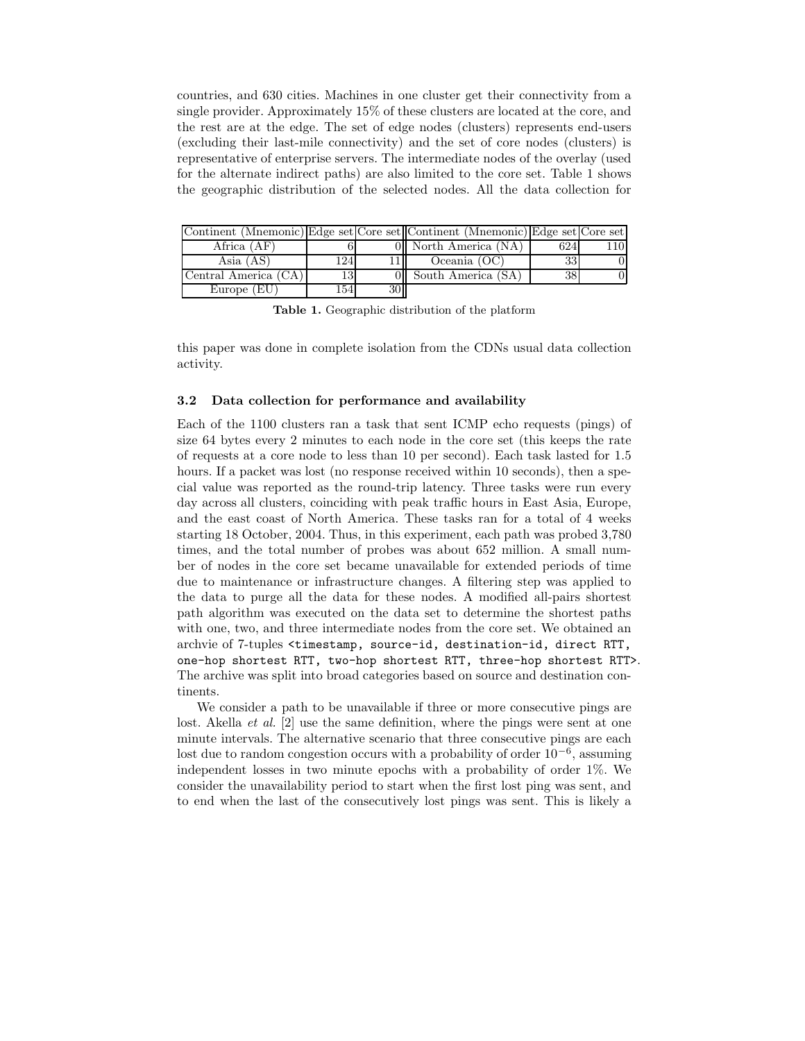countries, and 630 cities. Machines in one cluster get their connectivity from a single provider. Approximately 15% of these clusters are located at the core, and the rest are at the edge. The set of edge nodes (clusters) represents end-users (excluding their last-mile connectivity) and the set of core nodes (clusters) is representative of enterprise servers. The intermediate nodes of the overlay (used for the alternate indirect paths) are also limited to the core set. Table 1 shows the geographic distribution of the selected nodes. All the data collection for

| Continent (Mnemonic) | Edge set | Core set | Continent (Mnemonic) | Edge set | Core set |
|---|---|---|---|---|---|
| Africa (AF) | 6 | 0 | North America (NA) | 624 | 110 |
| Asia (AS) | 124 | 11 | Oceania (OC) | 33 | 0 |
| Central America (CA) | 13 | 0 | South America (SA) | 38 | 0 |
| Europe (EU) | 154 | 30 | | | |

**Table 1.** Geographic distribution of the platform

this paper was done in complete isolation from the CDNs usual data collection activity.

### 3.2 Data collection for performance and availability

Each of the 1100 clusters ran a task that sent ICMP echo requests (pings) of size 64 bytes every 2 minutes to each node in the core set (this keeps the rate of requests at a core node to less than 10 per second). Each task lasted for 1.5 hours. If a packet was lost (no response received within 10 seconds), then a special value was reported as the round-trip latency. Three tasks were run every day across all clusters, coinciding with peak traffic hours in East Asia, Europe, and the east coast of North America. These tasks ran for a total of 4 weeks starting 18 October, 2004. Thus, in this experiment, each path was probed 3,780 times, and the total number of probes was about 652 million. A small number of nodes in the core set became unavailable for extended periods of time due to maintenance or infrastructure changes. A filtering step was applied to the data to purge all the data for these nodes. A modified all-pairs shortest path algorithm was executed on the data set to determine the shortest paths with one, two, and three intermediate nodes from the core set. We obtained an archvie of 7-tuples `<timestamp, source-id, destination-id, direct RTT, one-hop shortest RTT, two-hop shortest RTT, three-hop shortest RTT>`. The archive was split into broad categories based on source and destination continents.

We consider a path to be unavailable if three or more consecutive pings are lost. Akella *et al.* [2] use the same definition, where the pings were sent at one minute intervals. The alternative scenario that three consecutive pings are each lost due to random congestion occurs with a probability of order $10^{-6}$, assuming independent losses in two minute epochs with a probability of order 1%. We consider the unavailability period to start when the first lost ping was sent, and to end when the last of the consecutively lost pings was sent. This is likely a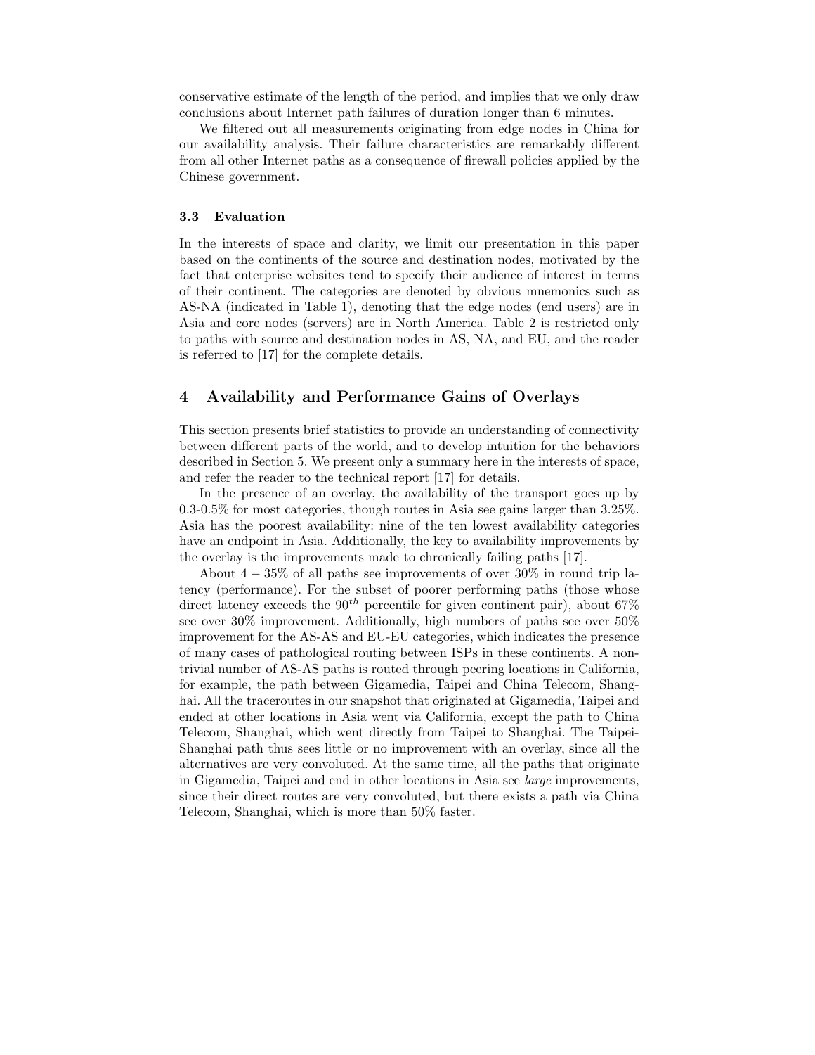conservative estimate of the length of the period, and implies that we only draw conclusions about Internet path failures of duration longer than 6 minutes.

We filtered out all measurements originating from edge nodes in China for our availability analysis. Their failure characteristics are remarkably different from all other Internet paths as a consequence of firewall policies applied by the Chinese government.

### 3.3 Evaluation

In the interests of space and clarity, we limit our presentation in this paper based on the continents of the source and destination nodes, motivated by the fact that enterprise websites tend to specify their audience of interest in terms of their continent. The categories are denoted by obvious mnemonics such as AS-NA (indicated in Table 1), denoting that the edge nodes (end users) are in Asia and core nodes (servers) are in North America. Table 2 is restricted only to paths with source and destination nodes in AS, NA, and EU, and the reader is referred to [17] for the complete details.

## 4 Availability and Performance Gains of Overlays

This section presents brief statistics to provide an understanding of connectivity between different parts of the world, and to develop intuition for the behaviors described in Section 5. We present only a summary here in the interests of space, and refer the reader to the technical report [17] for details.

In the presence of an overlay, the availability of the transport goes up by 0.3-0.5% for most categories, though routes in Asia see gains larger than 3.25%. Asia has the poorest availability: nine of the ten lowest availability categories have an endpoint in Asia. Additionally, the key to availability improvements by the overlay is the improvements made to chronically failing paths [17].

About $4-35\%$ of all paths see improvements of over 30% in round trip latency (performance). For the subset of poorer performing paths (those whose direct latency exceeds the $90^{th}$ percentile for given continent pair), about 67% see over 30% improvement. Additionally, high numbers of paths see over 50% improvement for the AS-AS and EU-EU categories, which indicates the presence of many cases of pathological routing between ISPs in these continents. A non-trivial number of AS-AS paths is routed through peering locations in California, for example, the path between Gigamedia, Taipei and China Telecom, Shanghai. All the traceroutes in our snapshot that originated at Gigamedia, Taipei and ended at other locations in Asia went via California, except the path to China Telecom, Shanghai, which went directly from Taipei to Shanghai. The Taipei-Shanghai path thus sees little or no improvement with an overlay, since all the alternatives are very convoluted. At the same time, all the paths that originate in Gigamedia, Taipei and end in other locations in Asia see *large* improvements, since their direct routes are very convoluted, but there exists a path via China Telecom, Shanghai, which is more than 50% faster.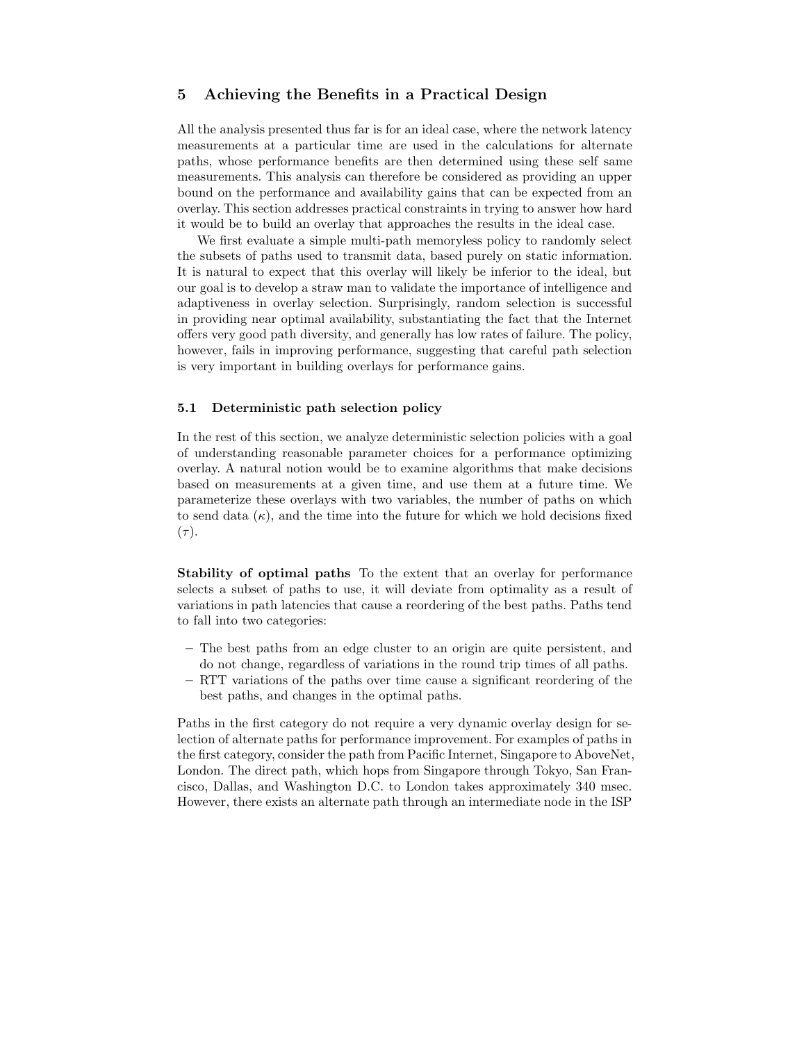## 5 Achieving the Benefits in a Practical Design

All the analysis presented thus far is for an ideal case, where the network latency measurements at a particular time are used in the calculations for alternate paths, whose performance benefits are then determined using these self same measurements. This analysis can therefore be considered as providing an upper bound on the performance and availability gains that can be expected from an overlay. This section addresses practical constraints in trying to answer how hard it would be to build an overlay that approaches the results in the ideal case.

We first evaluate a simple multi-path memoryless policy to randomly select the subsets of paths used to transmit data, based purely on static information. It is natural to expect that this overlay will likely be inferior to the ideal, but our goal is to develop a straw man to validate the importance of intelligence and adaptiveness in overlay selection. Surprisingly, random selection is successful in providing near optimal availability, substantiating the fact that the Internet offers very good path diversity, and generally has low rates of failure. The policy, however, fails in improving performance, suggesting that careful path selection is very important in building overlays for performance gains.

### 5.1 Deterministic path selection policy

In the rest of this section, we analyze deterministic selection policies with a goal of understanding reasonable parameter choices for a performance optimizing overlay. A natural notion would be to examine algorithms that make decisions based on measurements at a given time, and use them at a future time. We parameterize these overlays with two variables, the number of paths on which to send data ($\kappa$), and the time into the future for which we hold decisions fixed ($\tau$).

**Stability of optimal paths** To the extent that an overlay for performance selects a subset of paths to use, it will deviate from optimality as a result of variations in path latencies that cause a reordering of the best paths. Paths tend to fall into two categories:

- The best paths from an edge cluster to an origin are quite persistent, and do not change, regardless of variations in the round trip times of all paths.
- RTT variations of the paths over time cause a significant reordering of the best paths, and changes in the optimal paths.

Paths in the first category do not require a very dynamic overlay design for selection of alternate paths for performance improvement. For examples of paths in the first category, consider the path from Pacific Internet, Singapore to AboveNet, London. The direct path, which hops from Singapore through Tokyo, San Francisco, Dallas, and Washington D.C. to London takes approximately 340 msec. However, there exists an alternate path through an intermediate node in the ISP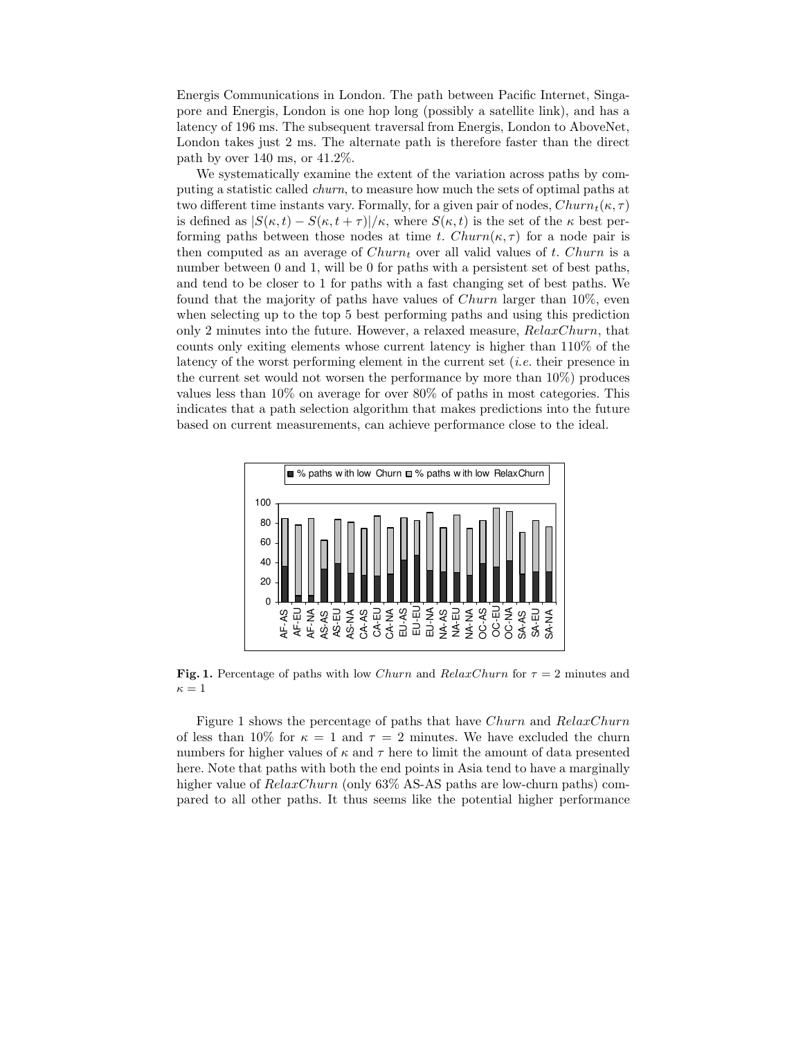Energis Communications in London. The path between Pacific Internet, Singapore and Energis, London is one hop long (possibly a satellite link), and has a latency of 196 ms. The subsequent traversal from Energis, London to AboveNet, London takes just 2 ms. The alternate path is therefore faster than the direct path by over 140 ms, or 41.2%.

We systematically examine the extent of the variation across paths by computing a statistic called *churn*, to measure how much the sets of optimal paths at two different time instants vary. Formally, for a given pair of nodes, $Churn_t(\kappa, \tau)$ is defined as $|S(\kappa, t) - S(\kappa, t + \tau)|/\kappa$, where $S(\kappa, t)$ is the set of the $\kappa$ best performing paths between those nodes at time $t$. $Churn(\kappa, \tau)$ for a node pair is then computed as an average of $Churn_t$ over all valid values of $t$. *Churn* is a number between 0 and 1, will be 0 for paths with a persistent set of best paths, and tend to be closer to 1 for paths with a fast changing set of best paths. We found that the majority of paths have values of *Churn* larger than 10%, even when selecting up to the top 5 best performing paths and using this prediction only 2 minutes into the future. However, a relaxed measure, *RelaxChurn*, that counts only exiting elements whose current latency is higher than 110% of the latency of the worst performing element in the current set (*i.e.* their presence in the current set would not worsen the performance by more than 10%) produces values less than 10% on average for over 80% of paths in most categories. This indicates that a path selection algorithm that makes predictions into the future based on current measurements, can achieve performance close to the ideal.

**Fig. 1.** Percentage of paths with low *Churn* and *RelaxChurn* for $\tau = 2$ minutes and $\kappa = 1$

Figure 1 shows the percentage of paths that have *Churn* and *RelaxChurn* of less than 10% for $\kappa = 1$ and $\tau = 2$ minutes. We have excluded the churn numbers for higher values of $\kappa$ and $\tau$ here to limit the amount of data presented here. Note that paths with both the end points in Asia tend to have a marginally higher value of *RelaxChurn* (only 63% AS-AS paths are low-churn paths) compared to all other paths. It thus seems like the potential higher performance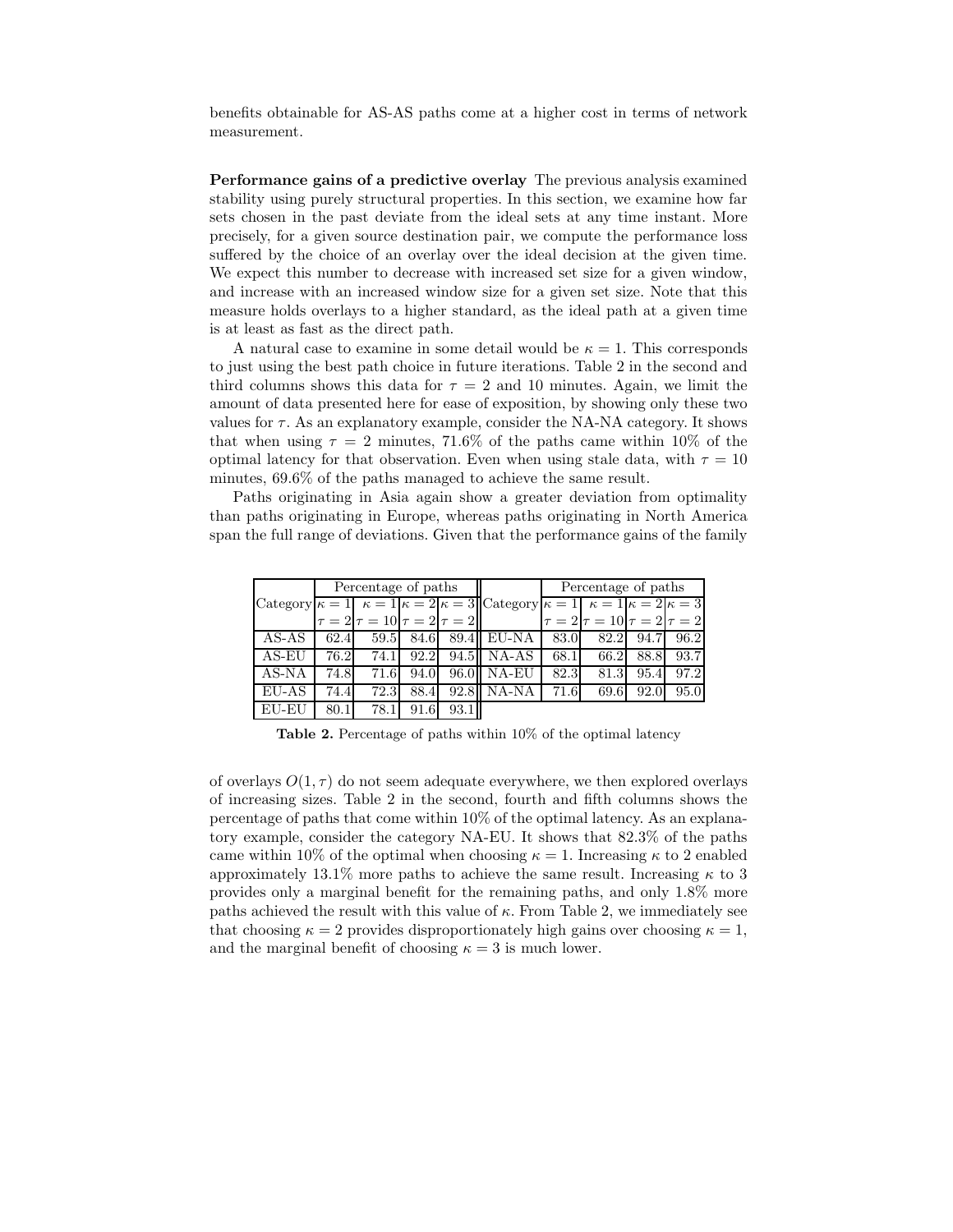benefits obtainable for AS-AS paths come at a higher cost in terms of network measurement.

**Performance gains of a predictive overlay** The previous analysis examined stability using purely structural properties. In this section, we examine how far sets chosen in the past deviate from the ideal sets at any time instant. More precisely, for a given source destination pair, we compute the performance loss suffered by the choice of an overlay over the ideal decision at the given time. We expect this number to decrease with increased set size for a given window, and increase with an increased window size for a given set size. Note that this measure holds overlays to a higher standard, as the ideal path at a given time is at least as fast as the direct path.

A natural case to examine in some detail would be $\kappa = 1$. This corresponds to just using the best path choice in future iterations. Table 2 in the second and third columns shows this data for $\tau = 2$ and 10 minutes. Again, we limit the amount of data presented here for ease of exposition, by showing only these two values for $\tau$. As an explanatory example, consider the NA-NA category. It shows that when using $\tau = 2$ minutes, 71.6% of the paths came within 10% of the optimal latency for that observation. Even when using stale data, with $\tau = 10$ minutes, 69.6% of the paths managed to achieve the same result.

Paths originating in Asia again show a greater deviation from optimality than paths originating in Europe, whereas paths originating in North America span the full range of deviations. Given that the performance gains of the family of overlays $O(1, \tau)$ do not seem adequate everywhere, we then explored overlays of increasing sizes. Table 2 in the second, fourth and fifth columns shows the percentage of paths that come within 10% of the optimal latency. As an explanatory example, consider the category NA-EU. It shows that 82.3% of the paths came within 10% of the optimal when choosing $\kappa = 1$. Increasing $\kappa$ to 2 enabled approximately 13.1% more paths to achieve the same result. Increasing $\kappa$ to 3 provides only a marginal benefit for the remaining paths, and only 1.8% more paths achieved the result with this value of $\kappa$. From Table 2, we immediately see that choosing $\kappa = 2$ provides disproportionately high gains over choosing $\kappa = 1$, and the marginal benefit of choosing $\kappa = 3$ is much lower.

| Category | Percentage of paths | | | | Category | Percentage of paths | | | |
|---|---|---|---|---|---|---|---|---|---|
| | $\kappa = 1$ $\tau = 2$ | $\kappa = 1$ $\tau = 10$ | $\kappa = 2$ $\tau = 2$ | $\kappa = 3$ $\tau = 2$ | | $\kappa = 1$ $\tau = 2$ | $\kappa = 1$ $\tau = 10$ | $\kappa = 2$ $\tau = 2$ | $\kappa = 3$ $\tau = 2$ |
| AS-AS | 62.4 | 59.5 | 84.6 | 89.4 | EU-NA | 83.0 | 82.2 | 94.7 | 96.2 |
| AS-EU | 76.2 | 74.1 | 92.2 | 94.5 | NA-AS | 68.1 | 66.2 | 88.8 | 93.7 |
| AS-NA | 74.8 | 71.6 | 94.0 | 96.0 | NA-EU | 82.3 | 81.3 | 95.4 | 97.2 |
| EU-AS | 74.4 | 72.3 | 88.4 | 92.8 | NA-NA | 71.6 | 69.6 | 92.0 | 95.0 |
| EU-EU | 80.1 | 78.1 | 91.6 | 93.1 | | | | | |

**Table 2.** Percentage of paths within 10% of the optimal latency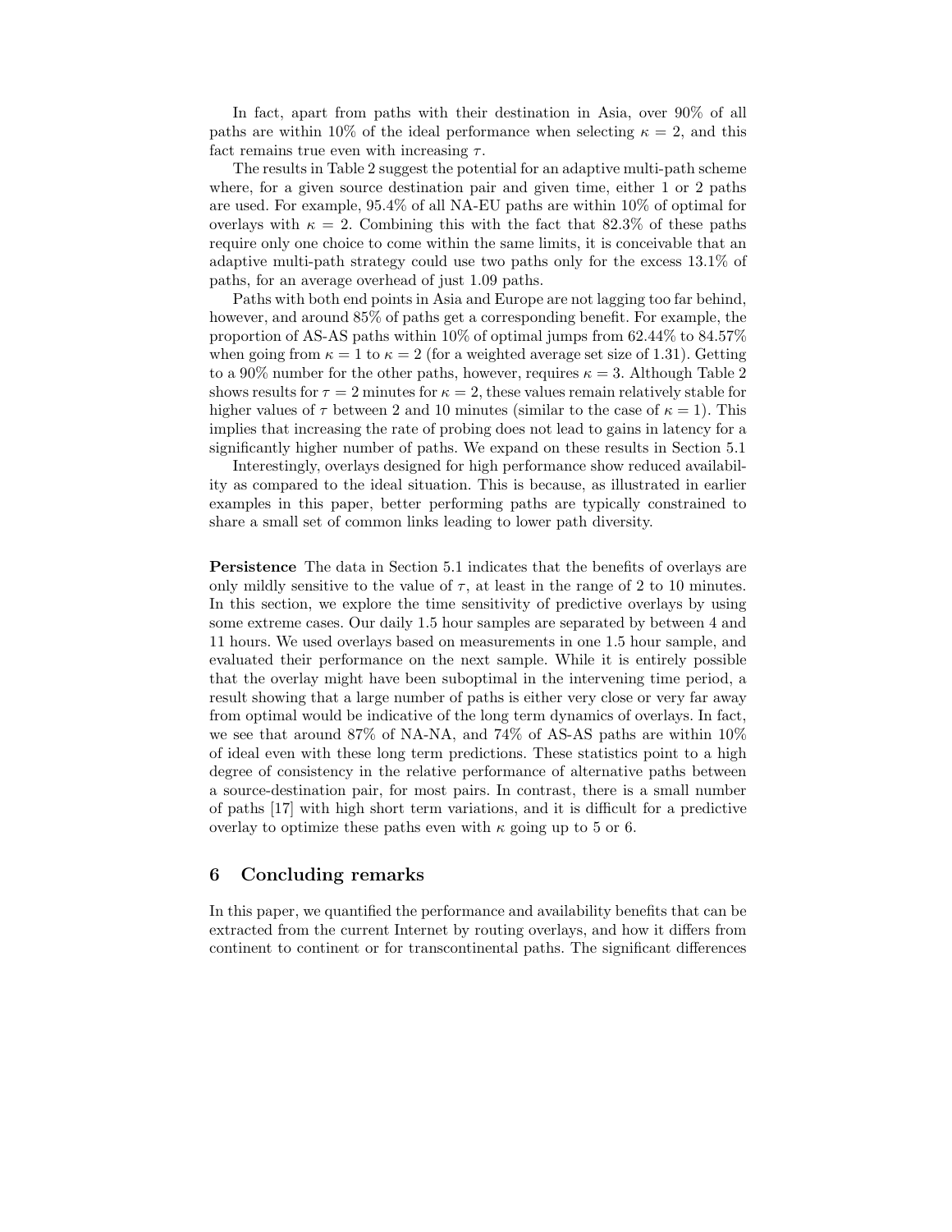In fact, apart from paths with their destination in Asia, over 90% of all paths are within 10% of the ideal performance when selecting $\kappa = 2$, and this fact remains true even with increasing $\tau$.

The results in Table 2 suggest the potential for an adaptive multi-path scheme where, for a given source destination pair and given time, either 1 or 2 paths are used. For example, 95.4% of all NA-EU paths are within 10% of optimal for overlays with $\kappa = 2$. Combining this with the fact that 82.3% of these paths require only one choice to come within the same limits, it is conceivable that an adaptive multi-path strategy could use two paths only for the excess 13.1% of paths, for an average overhead of just 1.09 paths.

Paths with both end points in Asia and Europe are not lagging too far behind, however, and around 85% of paths get a corresponding benefit. For example, the proportion of AS-AS paths within 10% of optimal jumps from 62.44% to 84.57% when going from $\kappa = 1$ to $\kappa = 2$ (for a weighted average set size of 1.31). Getting to a 90% number for the other paths, however, requires $\kappa = 3$. Although Table 2 shows results for $\tau = 2$ minutes for $\kappa = 2$, these values remain relatively stable for higher values of $\tau$ between 2 and 10 minutes (similar to the case of $\kappa = 1$). This implies that increasing the rate of probing does not lead to gains in latency for a significantly higher number of paths. We expand on these results in Section 5.1

Interestingly, overlays designed for high performance show reduced availability as compared to the ideal situation. This is because, as illustrated in earlier examples in this paper, better performing paths are typically constrained to share a small set of common links leading to lower path diversity.

**Persistence** The data in Section 5.1 indicates that the benefits of overlays are only mildly sensitive to the value of $\tau$, at least in the range of 2 to 10 minutes. In this section, we explore the time sensitivity of predictive overlays by using some extreme cases. Our daily 1.5 hour samples are separated by between 4 and 11 hours. We used overlays based on measurements in one 1.5 hour sample, and evaluated their performance on the next sample. While it is entirely possible that the overlay might have been suboptimal in the intervening time period, a result showing that a large number of paths is either very close or very far away from optimal would be indicative of the long term dynamics of overlays. In fact, we see that around 87% of NA-NA, and 74% of AS-AS paths are within 10% of ideal even with these long term predictions. These statistics point to a high degree of consistency in the relative performance of alternative paths between a source-destination pair, for most pairs. In contrast, there is a small number of paths [17] with high short term variations, and it is difficult for a predictive overlay to optimize these paths even with $\kappa$ going up to 5 or 6.

## 6 Concluding remarks

In this paper, we quantified the performance and availability benefits that can be extracted from the current Internet by routing overlays, and how it differs from continent to continent or for transcontinental paths. The significant differences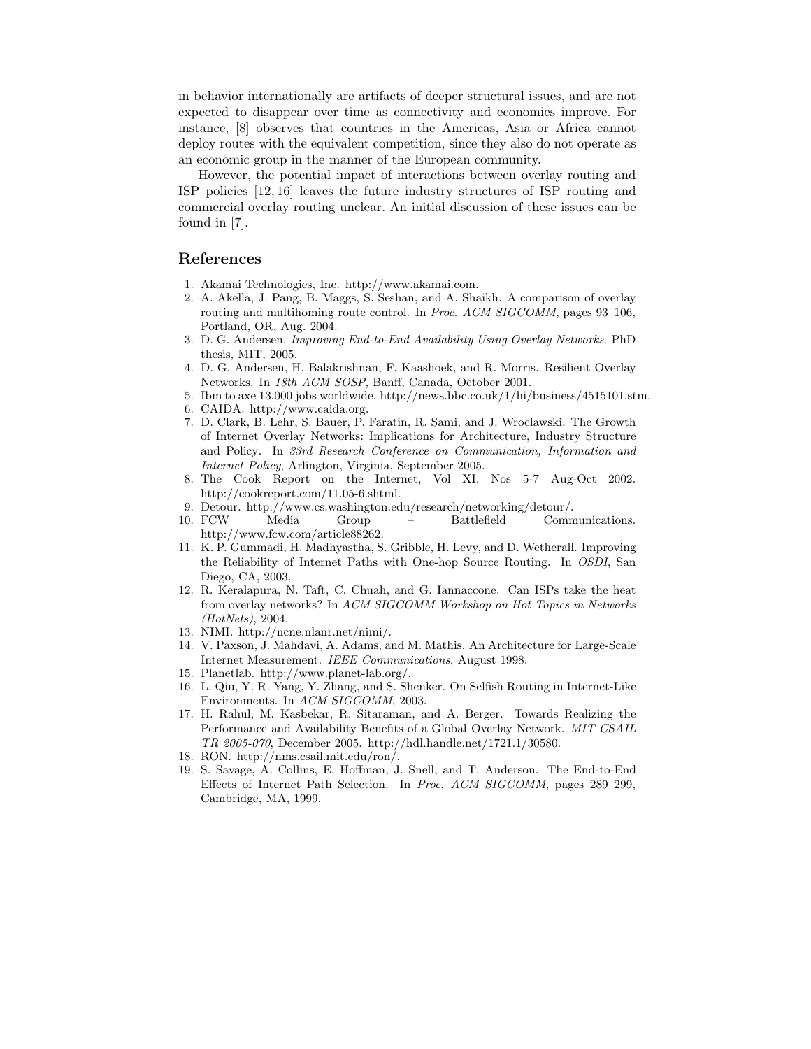in behavior internationally are artifacts of deeper structural issues, and are not expected to disappear over time as connectivity and economies improve. For instance, [8] observes that countries in the Americas, Asia or Africa cannot deploy routes with the equivalent competition, since they also do not operate as an economic group in the manner of the European community.

However, the potential impact of interactions between overlay routing and ISP policies [12, 16] leaves the future industry structures of ISP routing and commercial overlay routing unclear. An initial discussion of these issues can be found in [7].

## References

1. Akamai Technologies, Inc. http://www.akamai.com.
2. A. Akella, J. Pang, B. Maggs, S. Seshan, and A. Shaikh. A comparison of overlay routing and multihoming route control. In *Proc. ACM SIGCOMM*, pages 93–106, Portland, OR, Aug. 2004.
3. D. G. Andersen. *Improving End-to-End Availability Using Overlay Networks*. PhD thesis, MIT, 2005.
4. D. G. Andersen, H. Balakrishnan, F. Kaashoek, and R. Morris. Resilient Overlay Networks. In *18th ACM SOSP*, Banff, Canada, October 2001.
5. Ibm to axe 13,000 jobs worldwide. http://news.bbc.co.uk/1/hi/business/4515101.stm.
6. CAIDA. http://www.caida.org.
7. D. Clark, B. Lehr, S. Bauer, P. Faratin, R. Sami, and J. Wroclawski. The Growth of Internet Overlay Networks: Implications for Architecture, Industry Structure and Policy. In *33rd Research Conference on Communication, Information and Internet Policy*, Arlington, Virginia, September 2005.
8. The Cook Report on the Internet, Vol XI, Nos 5-7 Aug-Oct 2002. http://cookreport.com/11.05-6.shtml.
9. Detour. http://www.cs.washington.edu/research/networking/detour/.
10. FCW Media Group – Battlefield Communications. http://www.fcw.com/article88262.
11. K. P. Gummadi, H. Madhyastha, S. Gribble, H. Levy, and D. Wetherall. Improving the Reliability of Internet Paths with One-hop Source Routing. In *OSDI*, San Diego, CA, 2003.
12. R. Keralapura, N. Taft, C. Chuah, and G. Iannaccone. Can ISPs take the heat from overlay networks? In *ACM SIGCOMM Workshop on Hot Topics in Networks (HotNets)*, 2004.
13. NIMI. http://ncne.nlanr.net/nimi/.
14. V. Paxson, J. Mahdavi, A. Adams, and M. Mathis. An Architecture for Large-Scale Internet Measurement. *IEEE Communications*, August 1998.
15. Planetlab. http://www.planet-lab.org/.
16. L. Qiu, Y. R. Yang, Y. Zhang, and S. Shenker. On Selfish Routing in Internet-Like Environments. In *ACM SIGCOMM*, 2003.
17. H. Rahul, M. Kasbekar, R. Sitaraman, and A. Berger. Towards Realizing the Performance and Availability Benefits of a Global Overlay Network. *MIT CSAIL TR 2005-070*, December 2005. http://hdl.handle.net/1721.1/30580.
18. RON. http://nms.csail.mit.edu/ron/.
19. S. Savage, A. Collins, E. Hoffman, J. Snell, and T. Anderson. The End-to-End Effects of Internet Path Selection. In *Proc. ACM SIGCOMM*, pages 289–299, Cambridge, MA, 1999.